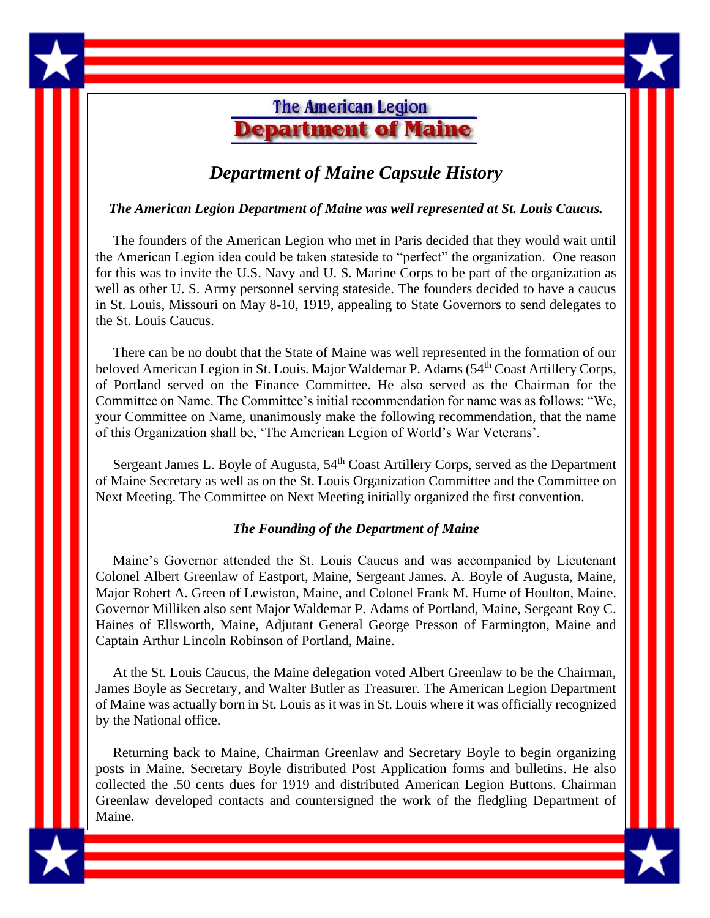# The American Legion
# Department of Maine

## *Department of Maine Capsule History*

### *The American Legion Department of Maine was well represented at St. Louis Caucus.*

The founders of the American Legion who met in Paris decided that they would wait until the American Legion idea could be taken stateside to "perfect" the organization. One reason for this was to invite the U.S. Navy and U. S. Marine Corps to be part of the organization as well as other U. S. Army personnel serving stateside. The founders decided to have a caucus in St. Louis, Missouri on May 8-10, 1919, appealing to State Governors to send delegates to the St. Louis Caucus.

There can be no doubt that the State of Maine was well represented in the formation of our beloved American Legion in St. Louis. Major Waldemar P. Adams (54th Coast Artillery Corps, of Portland served on the Finance Committee. He also served as the Chairman for the Committee on Name. The Committee's initial recommendation for name was as follows: "We, your Committee on Name, unanimously make the following recommendation, that the name of this Organization shall be, 'The American Legion of World's War Veterans'.

Sergeant James L. Boyle of Augusta, 54th Coast Artillery Corps, served as the Department of Maine Secretary as well as on the St. Louis Organization Committee and the Committee on Next Meeting. The Committee on Next Meeting initially organized the first convention.

### *The Founding of the Department of Maine*

Maine's Governor attended the St. Louis Caucus and was accompanied by Lieutenant Colonel Albert Greenlaw of Eastport, Maine, Sergeant James. A. Boyle of Augusta, Maine, Major Robert A. Green of Lewiston, Maine, and Colonel Frank M. Hume of Houlton, Maine. Governor Milliken also sent Major Waldemar P. Adams of Portland, Maine, Sergeant Roy C. Haines of Ellsworth, Maine, Adjutant General George Presson of Farmington, Maine and Captain Arthur Lincoln Robinson of Portland, Maine.

At the St. Louis Caucus, the Maine delegation voted Albert Greenlaw to be the Chairman, James Boyle as Secretary, and Walter Butler as Treasurer. The American Legion Department of Maine was actually born in St. Louis as it was in St. Louis where it was officially recognized by the National office.

Returning back to Maine, Chairman Greenlaw and Secretary Boyle to begin organizing posts in Maine. Secretary Boyle distributed Post Application forms and bulletins. He also collected the .50 cents dues for 1919 and distributed American Legion Buttons. Chairman Greenlaw developed contacts and countersigned the work of the fledgling Department of Maine.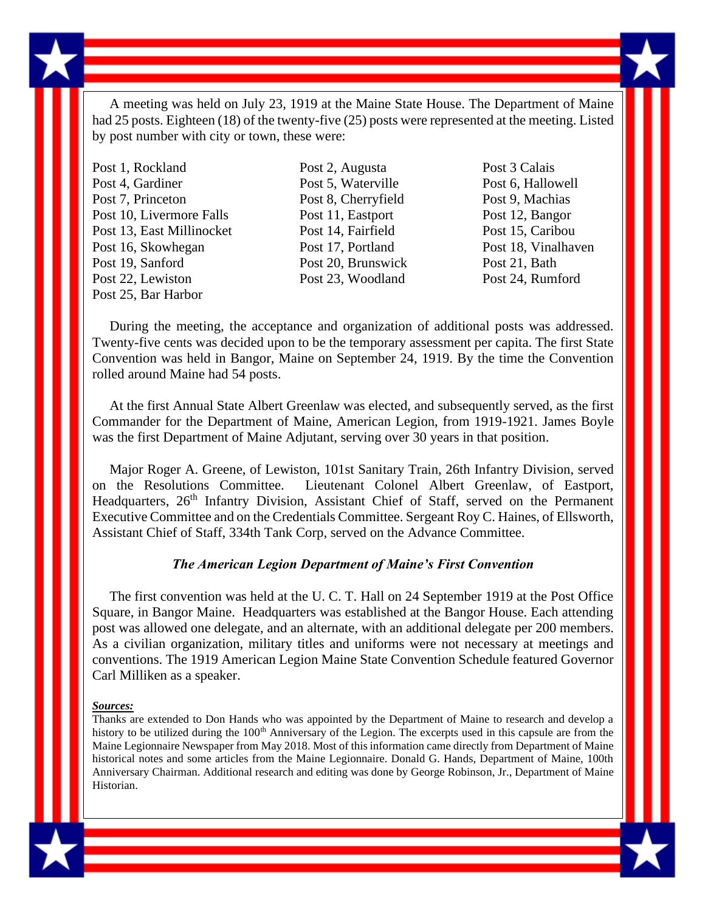A meeting was held on July 23, 1919 at the Maine State House. The Department of Maine had 25 posts. Eighteen (18) of the twenty-five (25) posts were represented at the meeting. Listed by post number with city or town, these were:

| | | |
|---|---|---|
| Post 1, Rockland | Post 2, Augusta | Post 3 Calais |
| Post 4, Gardiner | Post 5, Waterville | Post 6, Hallowell |
| Post 7, Princeton | Post 8, Cherryfield | Post 9, Machias |
| Post 10, Livermore Falls | Post 11, Eastport | Post 12, Bangor |
| Post 13, East Millinocket | Post 14, Fairfield | Post 15, Caribou |
| Post 16, Skowhegan | Post 17, Portland | Post 18, Vinalhaven |
| Post 19, Sanford | Post 20, Brunswick | Post 21, Bath |
| Post 22, Lewiston | Post 23, Woodland | Post 24, Rumford |
| Post 25, Bar Harbor | | |

During the meeting, the acceptance and organization of additional posts was addressed. Twenty-five cents was decided upon to be the temporary assessment per capita. The first State Convention was held in Bangor, Maine on September 24, 1919. By the time the Convention rolled around Maine had 54 posts.

At the first Annual State Albert Greenlaw was elected, and subsequently served, as the first Commander for the Department of Maine, American Legion, from 1919-1921. James Boyle was the first Department of Maine Adjutant, serving over 30 years in that position.

Major Roger A. Greene, of Lewiston, 101st Sanitary Train, 26th Infantry Division, served on the Resolutions Committee. Lieutenant Colonel Albert Greenlaw, of Eastport, Headquarters, 26th Infantry Division, Assistant Chief of Staff, served on the Permanent Executive Committee and on the Credentials Committee. Sergeant Roy C. Haines, of Ellsworth, Assistant Chief of Staff, 334th Tank Corp, served on the Advance Committee.

### *The American Legion Department of Maine's First Convention*

The first convention was held at the U. C. T. Hall on 24 September 1919 at the Post Office Square, in Bangor Maine. Headquarters was established at the Bangor House. Each attending post was allowed one delegate, and an alternate, with an additional delegate per 200 members. As a civilian organization, military titles and uniforms were not necessary at meetings and conventions. The 1919 American Legion Maine State Convention Schedule featured Governor Carl Milliken as a speaker.

***Sources:***

Thanks are extended to Don Hands who was appointed by the Department of Maine to research and develop a history to be utilized during the 100th Anniversary of the Legion. The excerpts used in this capsule are from the Maine Legionnaire Newspaper from May 2018. Most of this information came directly from Department of Maine historical notes and some articles from the Maine Legionnaire. Donald G. Hands, Department of Maine, 100th Anniversary Chairman. Additional research and editing was done by George Robinson, Jr., Department of Maine Historian.